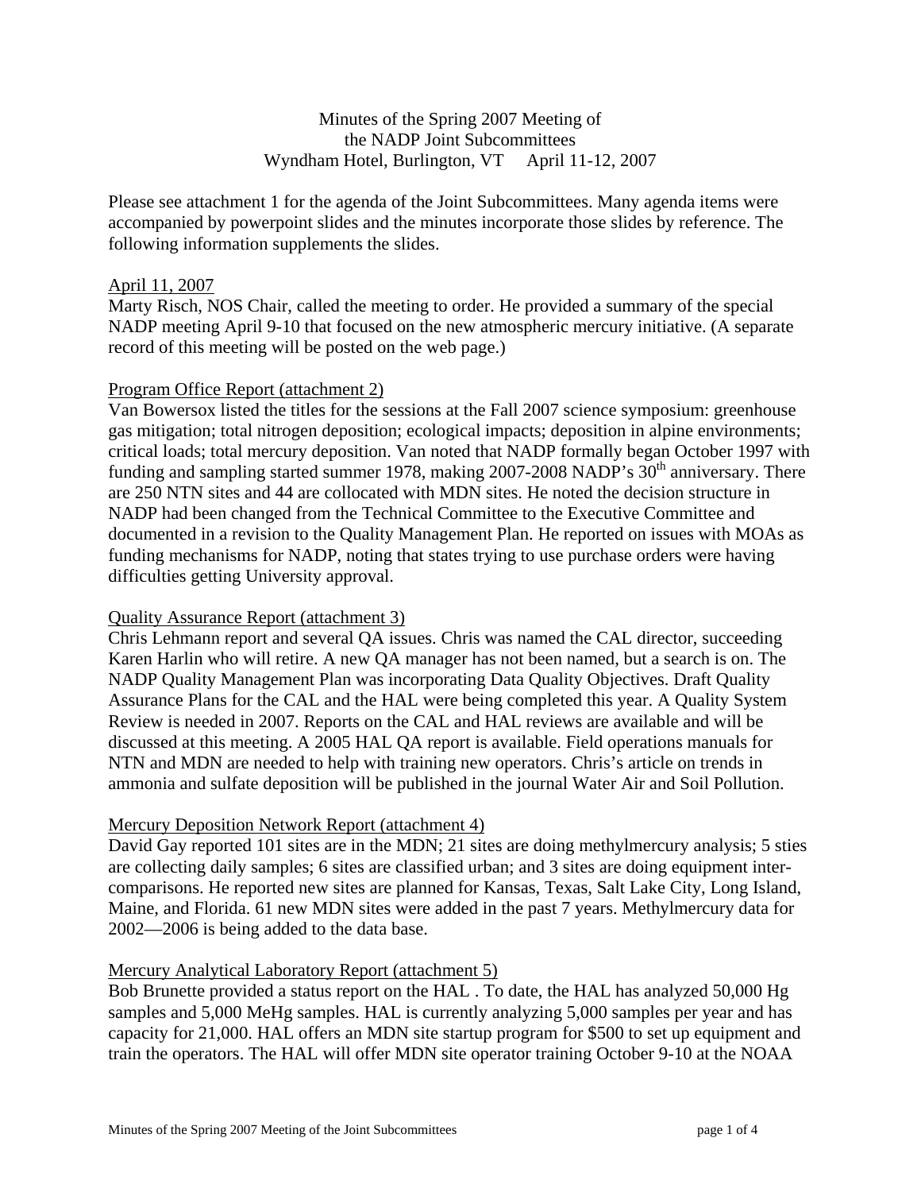# Minutes of the Spring 2007 Meeting of the NADP Joint Subcommittees

Wyndham Hotel, Burlington, VT April 11-12, 2007

Please see attachment 1 for the agenda of the Joint Subcommittees. Many agenda items were accompanied by powerpoint slides and the minutes incorporate those slides by reference. The following information supplements the slides.

## April 11, 2007

Marty Risch, NOS Chair, called the meeting to order. He provided a summary of the special NADP meeting April 9-10 that focused on the new atmospheric mercury initiative. (A separate record of this meeting will be posted on the web page.)

### Program Office Report (attachment 2)

Van Bowersox listed the titles for the sessions at the Fall 2007 science symposium: greenhouse gas mitigation; total nitrogen deposition; ecological impacts; deposition in alpine environments; critical loads; total mercury deposition. Van noted that NADP formally began October 1997 with funding and sampling started summer 1978, making 2007-2008 NADP's 30th anniversary. There are 250 NTN sites and 44 are collocated with MDN sites. He noted the decision structure in NADP had been changed from the Technical Committee to the Executive Committee and documented in a revision to the Quality Management Plan. He reported on issues with MOAs as funding mechanisms for NADP, noting that states trying to use purchase orders were having difficulties getting University approval.

### Quality Assurance Report (attachment 3)

Chris Lehmann report and several QA issues. Chris was named the CAL director, succeeding Karen Harlin who will retire. A new QA manager has not been named, but a search is on. The NADP Quality Management Plan was incorporating Data Quality Objectives. Draft Quality Assurance Plans for the CAL and the HAL were being completed this year. A Quality System Review is needed in 2007. Reports on the CAL and HAL reviews are available and will be discussed at this meeting. A 2005 HAL QA report is available. Field operations manuals for NTN and MDN are needed to help with training new operators. Chris's article on trends in ammonia and sulfate deposition will be published in the journal Water Air and Soil Pollution.

### Mercury Deposition Network Report (attachment 4)

David Gay reported 101 sites are in the MDN; 21 sites are doing methylmercury analysis; 5 sties are collecting daily samples; 6 sites are classified urban; and 3 sites are doing equipment inter-comparisons. He reported new sites are planned for Kansas, Texas, Salt Lake City, Long Island, Maine, and Florida. 61 new MDN sites were added in the past 7 years. Methylmercury data for 2002—2006 is being added to the data base.

### Mercury Analytical Laboratory Report (attachment 5)

Bob Brunette provided a status report on the HAL . To date, the HAL has analyzed 50,000 Hg samples and 5,000 MeHg samples. HAL is currently analyzing 5,000 samples per year and has capacity for 21,000. HAL offers an MDN site startup program for $500 to set up equipment and train the operators. The HAL will offer MDN site operator training October 9-10 at the NOAA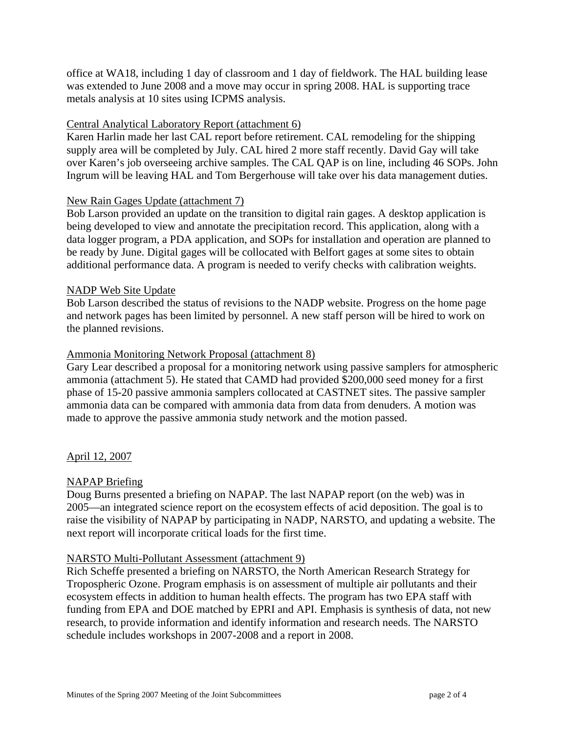office at WA18, including 1 day of classroom and 1 day of fieldwork. The HAL building lease was extended to June 2008 and a move may occur in spring 2008. HAL is supporting trace metals analysis at 10 sites using ICPMS analysis.

Central Analytical Laboratory Report (attachment 6)

Karen Harlin made her last CAL report before retirement. CAL remodeling for the shipping supply area will be completed by July. CAL hired 2 more staff recently. David Gay will take over Karen's job overseeing archive samples. The CAL QAP is on line, including 46 SOPs. John Ingrum will be leaving HAL and Tom Bergerhouse will take over his data management duties.

New Rain Gages Update (attachment 7)

Bob Larson provided an update on the transition to digital rain gages. A desktop application is being developed to view and annotate the precipitation record. This application, along with a data logger program, a PDA application, and SOPs for installation and operation are planned to be ready by June. Digital gages will be collocated with Belfort gages at some sites to obtain additional performance data. A program is needed to verify checks with calibration weights.

NADP Web Site Update

Bob Larson described the status of revisions to the NADP website. Progress on the home page and network pages has been limited by personnel. A new staff person will be hired to work on the planned revisions.

Ammonia Monitoring Network Proposal (attachment 8)

Gary Lear described a proposal for a monitoring network using passive samplers for atmospheric ammonia (attachment 5). He stated that CAMD had provided $200,000 seed money for a first phase of 15-20 passive ammonia samplers collocated at CASTNET sites. The passive sampler ammonia data can be compared with ammonia data from data from denuders. A motion was made to approve the passive ammonia study network and the motion passed.

April 12, 2007

NAPAP Briefing

Doug Burns presented a briefing on NAPAP. The last NAPAP report (on the web) was in 2005—an integrated science report on the ecosystem effects of acid deposition. The goal is to raise the visibility of NAPAP by participating in NADP, NARSTO, and updating a website. The next report will incorporate critical loads for the first time.

NARSTO Multi-Pollutant Assessment (attachment 9)

Rich Scheffe presented a briefing on NARSTO, the North American Research Strategy for Tropospheric Ozone. Program emphasis is on assessment of multiple air pollutants and their ecosystem effects in addition to human health effects. The program has two EPA staff with funding from EPA and DOE matched by EPRI and API. Emphasis is synthesis of data, not new research, to provide information and identify information and research needs. The NARSTO schedule includes workshops in 2007-2008 and a report in 2008.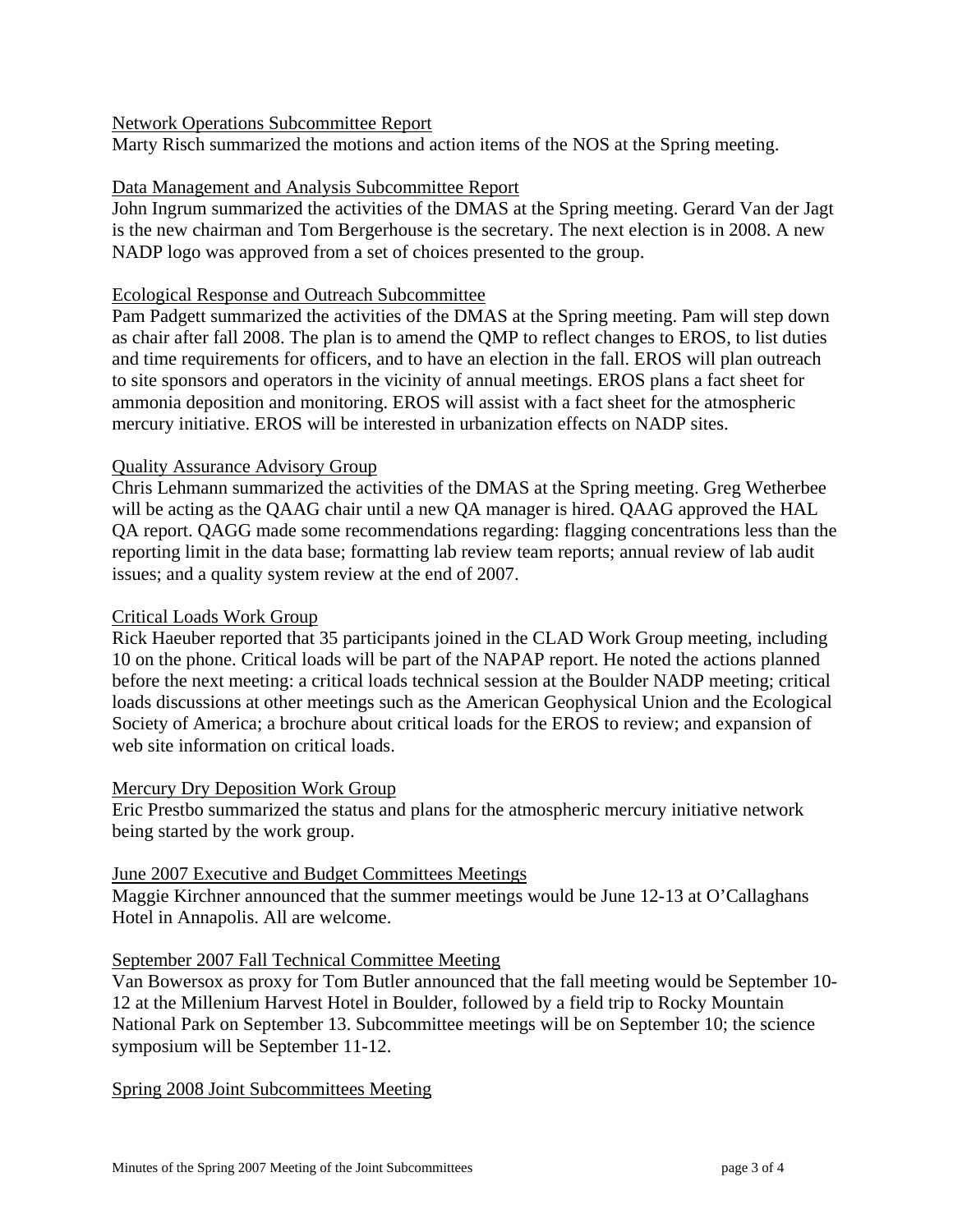Network Operations Subcommittee Report

Marty Risch summarized the motions and action items of the NOS at the Spring meeting.

Data Management and Analysis Subcommittee Report

John Ingrum summarized the activities of the DMAS at the Spring meeting. Gerard Van der Jagt is the new chairman and Tom Bergerhouse is the secretary. The next election is in 2008. A new NADP logo was approved from a set of choices presented to the group.

Ecological Response and Outreach Subcommittee

Pam Padgett summarized the activities of the DMAS at the Spring meeting. Pam will step down as chair after fall 2008. The plan is to amend the QMP to reflect changes to EROS, to list duties and time requirements for officers, and to have an election in the fall. EROS will plan outreach to site sponsors and operators in the vicinity of annual meetings. EROS plans a fact sheet for ammonia deposition and monitoring. EROS will assist with a fact sheet for the atmospheric mercury initiative. EROS will be interested in urbanization effects on NADP sites.

Quality Assurance Advisory Group

Chris Lehmann summarized the activities of the DMAS at the Spring meeting. Greg Wetherbee will be acting as the QAAG chair until a new QA manager is hired. QAAG approved the HAL QA report. QAGG made some recommendations regarding: flagging concentrations less than the reporting limit in the data base; formatting lab review team reports; annual review of lab audit issues; and a quality system review at the end of 2007.

Critical Loads Work Group

Rick Haeuber reported that 35 participants joined in the CLAD Work Group meeting, including 10 on the phone. Critical loads will be part of the NAPAP report. He noted the actions planned before the next meeting: a critical loads technical session at the Boulder NADP meeting; critical loads discussions at other meetings such as the American Geophysical Union and the Ecological Society of America; a brochure about critical loads for the EROS to review; and expansion of web site information on critical loads.

Mercury Dry Deposition Work Group

Eric Prestbo summarized the status and plans for the atmospheric mercury initiative network being started by the work group.

June 2007 Executive and Budget Committees Meetings

Maggie Kirchner announced that the summer meetings would be June 12-13 at O'Callaghans Hotel in Annapolis. All are welcome.

September 2007 Fall Technical Committee Meeting

Van Bowersox as proxy for Tom Butler announced that the fall meeting would be September 10-12 at the Millenium Harvest Hotel in Boulder, followed by a field trip to Rocky Mountain National Park on September 13. Subcommittee meetings will be on September 10; the science symposium will be September 11-12.

Spring 2008 Joint Subcommittees Meeting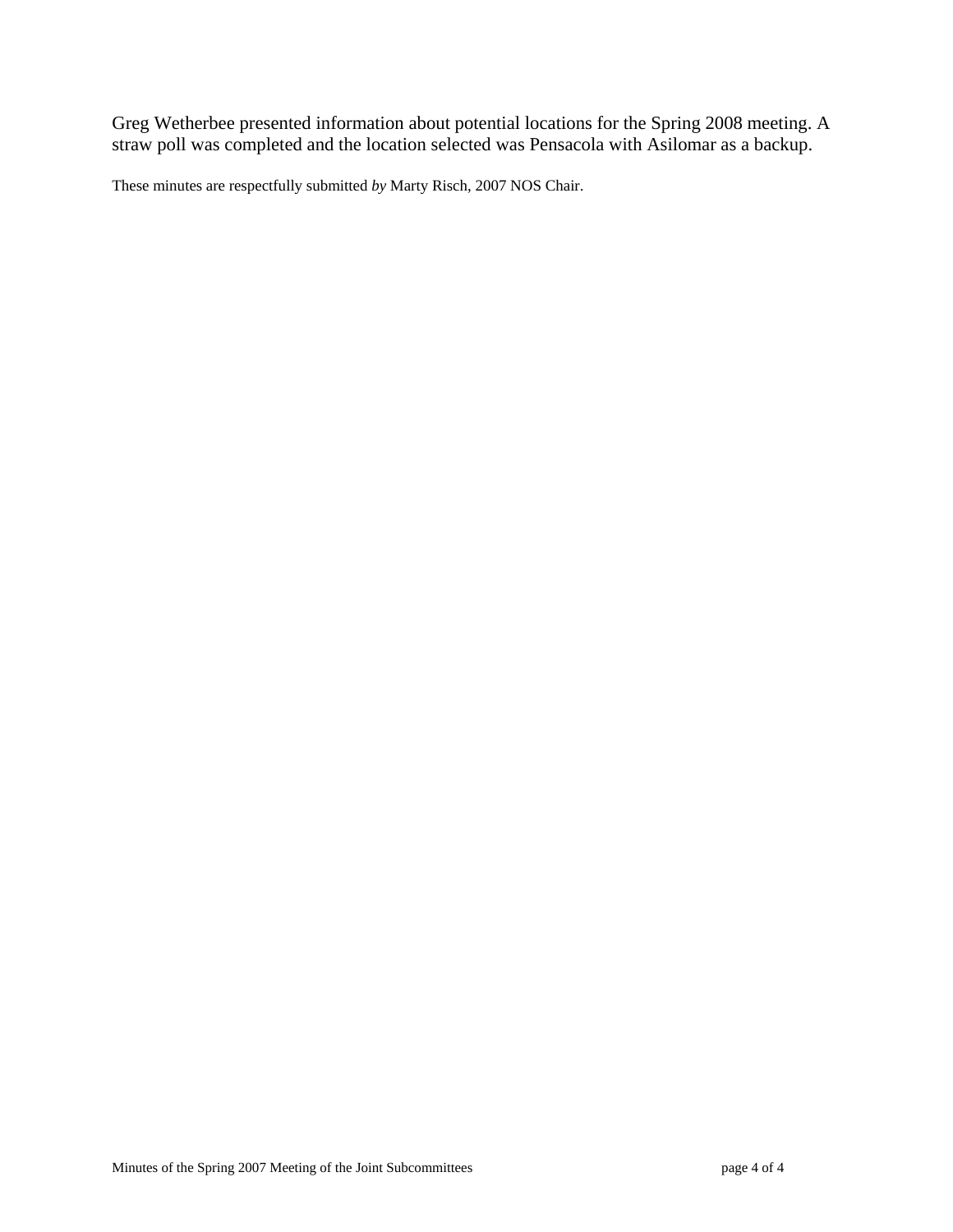Greg Wetherbee presented information about potential locations for the Spring 2008 meeting. A straw poll was completed and the location selected was Pensacola with Asilomar as a backup.

These minutes are respectfully submitted *by* Marty Risch, 2007 NOS Chair.